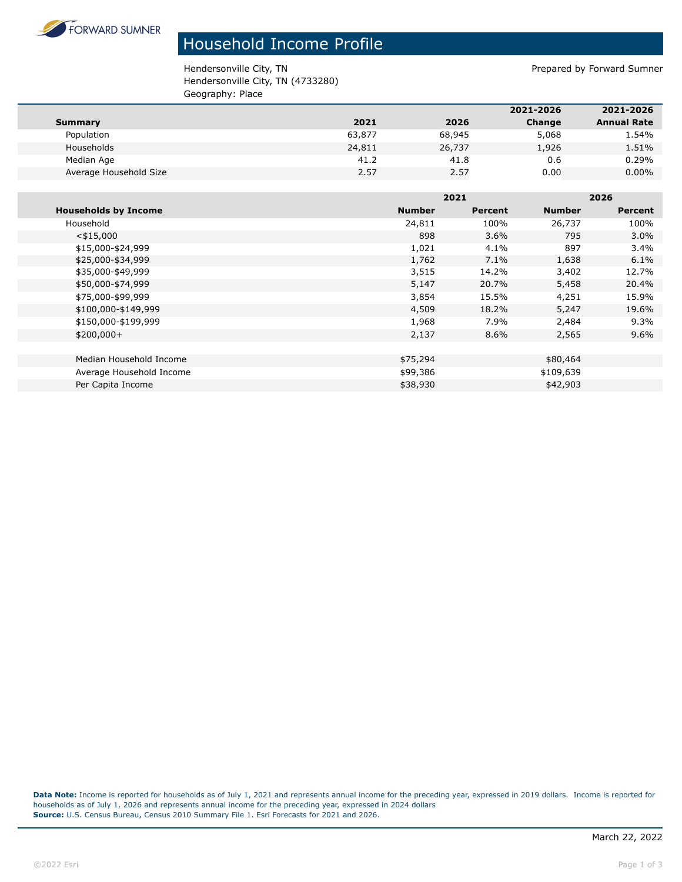FORWARD SUMNER

# Household Income Profile

Hendersonville City, TN
Hendersonville City, TN (4733280)
Geography: Place

Prepared by Forward Sumner

| Summary | 2021 | 2026 | 2021-2026 Change | 2021-2026 Annual Rate |
|---|---|---|---|---|
| Population | 63,877 | 68,945 | 5,068 | 1.54% |
| Households | 24,811 | 26,737 | 1,926 | 1.51% |
| Median Age | 41.2 | 41.8 | 0.6 | 0.29% |
| Average Household Size | 2.57 | 2.57 | 0.00 | 0.00% |

| Households by Income | 2021 | | 2026 | |
|---|---|---|---|---|
| | Number | Percent | Number | Percent |
| Household | 24,811 | 100% | 26,737 | 100% |
| <$15,000 | 898 | 3.6% | 795 | 3.0% |
| $15,000-$24,999 | 1,021 | 4.1% | 897 | 3.4% |
| $25,000-$34,999 | 1,762 | 7.1% | 1,638 | 6.1% |
| $35,000-$49,999 | 3,515 | 14.2% | 3,402 | 12.7% |
| $50,000-$74,999 | 5,147 | 20.7% | 5,458 | 20.4% |
| $75,000-$99,999 | 3,854 | 15.5% | 4,251 | 15.9% |
| $100,000-$149,999 | 4,509 | 18.2% | 5,247 | 19.6% |
| $150,000-$199,999 | 1,968 | 7.9% | 2,484 | 9.3% |
| $200,000+ | 2,137 | 8.6% | 2,565 | 9.6% |
| | | | | |
| Median Household Income | $75,294 | | $80,464 | |
| Average Household Income | $99,386 | | $109,639 | |
| Per Capita Income | $38,930 | | $42,903 | |

**Data Note:** Income is reported for households as of July 1, 2021 and represents annual income for the preceding year, expressed in 2019 dollars. Income is reported for households as of July 1, 2026 and represents annual income for the preceding year, expressed in 2024 dollars
**Source:** U.S. Census Bureau, Census 2010 Summary File 1. Esri Forecasts for 2021 and 2026.

March 22, 2022

©2022 Esri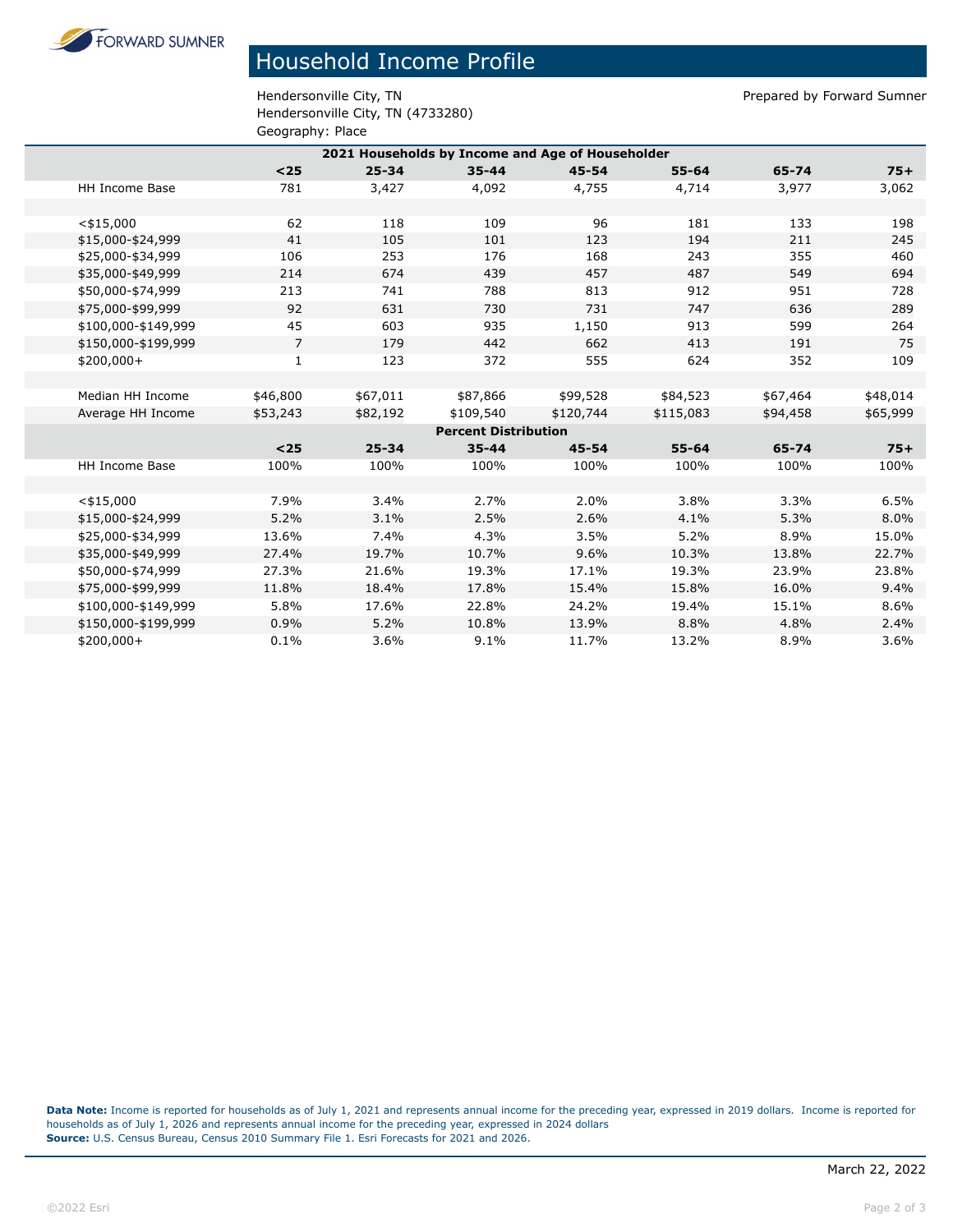# Household Income Profile

Hendersonville City, TN
Hendersonville City, TN (4733280)
Geography: Place

Prepared by Forward Sumner

| 2021 Households by Income and Age of Householder | | | | | | | |
|---|---|---|---|---|---|---|---|
| | **<25** | **25-34** | **35-44** | **45-54** | **55-64** | **65-74** | **75+** |
| HH Income Base | 781 | 3,427 | 4,092 | 4,755 | 4,714 | 3,977 | 3,062 |
| | | | | | | | |
| <$15,000 | 62 | 118 | 109 | 96 | 181 | 133 | 198 |
| $15,000-$24,999 | 41 | 105 | 101 | 123 | 194 | 211 | 245 |
| $25,000-$34,999 | 106 | 253 | 176 | 168 | 243 | 355 | 460 |
| $35,000-$49,999 | 214 | 674 | 439 | 457 | 487 | 549 | 694 |
| $50,000-$74,999 | 213 | 741 | 788 | 813 | 912 | 951 | 728 |
| $75,000-$99,999 | 92 | 631 | 730 | 731 | 747 | 636 | 289 |
| $100,000-$149,999 | 45 | 603 | 935 | 1,150 | 913 | 599 | 264 |
| $150,000-$199,999 | 7 | 179 | 442 | 662 | 413 | 191 | 75 |
| $200,000+ | 1 | 123 | 372 | 555 | 624 | 352 | 109 |
| | | | | | | | |
| Median HH Income | $46,800 | $67,011 | $87,866 | $99,528 | $84,523 | $67,464 | $48,014 |
| Average HH Income | $53,243 | $82,192 | $109,540 | $120,744 | $115,083 | $94,458 | $65,999 |
| **Percent Distribution** | | | | | | | |
| | **<25** | **25-34** | **35-44** | **45-54** | **55-64** | **65-74** | **75+** |
| HH Income Base | 100% | 100% | 100% | 100% | 100% | 100% | 100% |
| | | | | | | | |
| <$15,000 | 7.9% | 3.4% | 2.7% | 2.0% | 3.8% | 3.3% | 6.5% |
| $15,000-$24,999 | 5.2% | 3.1% | 2.5% | 2.6% | 4.1% | 5.3% | 8.0% |
| $25,000-$34,999 | 13.6% | 7.4% | 4.3% | 3.5% | 5.2% | 8.9% | 15.0% |
| $35,000-$49,999 | 27.4% | 19.7% | 10.7% | 9.6% | 10.3% | 13.8% | 22.7% |
| $50,000-$74,999 | 27.3% | 21.6% | 19.3% | 17.1% | 19.3% | 23.9% | 23.8% |
| $75,000-$99,999 | 11.8% | 18.4% | 17.8% | 15.4% | 15.8% | 16.0% | 9.4% |
| $100,000-$149,999 | 5.8% | 17.6% | 22.8% | 24.2% | 19.4% | 15.1% | 8.6% |
| $150,000-$199,999 | 0.9% | 5.2% | 10.8% | 13.9% | 8.8% | 4.8% | 2.4% |
| $200,000+ | 0.1% | 3.6% | 9.1% | 11.7% | 13.2% | 8.9% | 3.6% |

**Data Note:** Income is reported for households as of July 1, 2021 and represents annual income for the preceding year, expressed in 2019 dollars. Income is reported for households as of July 1, 2026 and represents annual income for the preceding year, expressed in 2024 dollars
**Source:** U.S. Census Bureau, Census 2010 Summary File 1. Esri Forecasts for 2021 and 2026.

March 22, 2022

©2022 Esri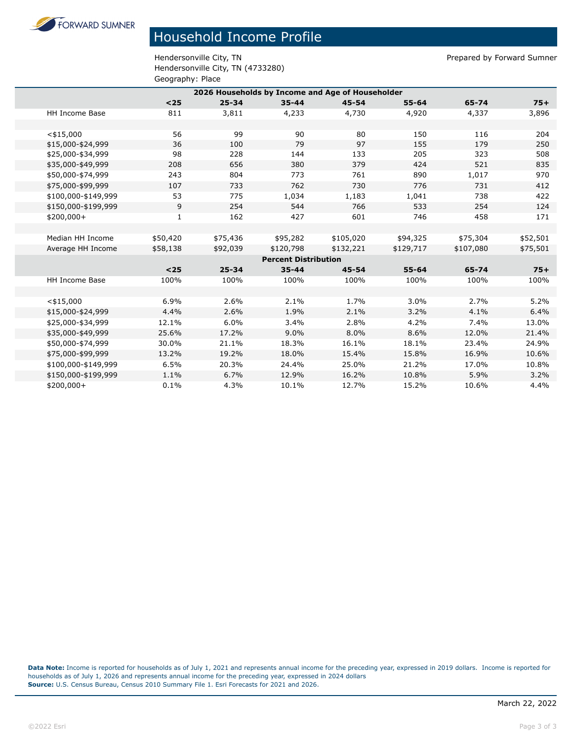# Household Income Profile

Hendersonville City, TN
Hendersonville City, TN (4733280)
Geography: Place

Prepared by Forward Sumner

| 2026 Households by Income and Age of Householder | | | | | | | |
|---|---|---|---|---|---|---|---|
| | <25 | 25-34 | 35-44 | 45-54 | 55-64 | 65-74 | 75+ |
| HH Income Base | 811 | 3,811 | 4,233 | 4,730 | 4,920 | 4,337 | 3,896 |
| | | | | | | | |
| <$15,000 | 56 | 99 | 90 | 80 | 150 | 116 | 204 |
| $15,000-$24,999 | 36 | 100 | 79 | 97 | 155 | 179 | 250 |
| $25,000-$34,999 | 98 | 228 | 144 | 133 | 205 | 323 | 508 |
| $35,000-$49,999 | 208 | 656 | 380 | 379 | 424 | 521 | 835 |
| $50,000-$74,999 | 243 | 804 | 773 | 761 | 890 | 1,017 | 970 |
| $75,000-$99,999 | 107 | 733 | 762 | 730 | 776 | 731 | 412 |
| $100,000-$149,999 | 53 | 775 | 1,034 | 1,183 | 1,041 | 738 | 422 |
| $150,000-$199,999 | 9 | 254 | 544 | 766 | 533 | 254 | 124 |
| $200,000+ | 1 | 162 | 427 | 601 | 746 | 458 | 171 |
| | | | | | | | |
| Median HH Income | $50,420 | $75,436 | $95,282 | $105,020 | $94,325 | $75,304 | $52,501 |
| Average HH Income | $58,138 | $92,039 | $120,798 | $132,221 | $129,717 | $107,080 | $75,501 |
| **Percent Distribution** | | | | | | | |
| | <25 | 25-34 | 35-44 | 45-54 | 55-64 | 65-74 | 75+ |
| HH Income Base | 100% | 100% | 100% | 100% | 100% | 100% | 100% |
| | | | | | | | |
| <$15,000 | 6.9% | 2.6% | 2.1% | 1.7% | 3.0% | 2.7% | 5.2% |
| $15,000-$24,999 | 4.4% | 2.6% | 1.9% | 2.1% | 3.2% | 4.1% | 6.4% |
| $25,000-$34,999 | 12.1% | 6.0% | 3.4% | 2.8% | 4.2% | 7.4% | 13.0% |
| $35,000-$49,999 | 25.6% | 17.2% | 9.0% | 8.0% | 8.6% | 12.0% | 21.4% |
| $50,000-$74,999 | 30.0% | 21.1% | 18.3% | 16.1% | 18.1% | 23.4% | 24.9% |
| $75,000-$99,999 | 13.2% | 19.2% | 18.0% | 15.4% | 15.8% | 16.9% | 10.6% |
| $100,000-$149,999 | 6.5% | 20.3% | 24.4% | 25.0% | 21.2% | 17.0% | 10.8% |
| $150,000-$199,999 | 1.1% | 6.7% | 12.9% | 16.2% | 10.8% | 5.9% | 3.2% |
| $200,000+ | 0.1% | 4.3% | 10.1% | 12.7% | 15.2% | 10.6% | 4.4% |

**Data Note:** Income is reported for households as of July 1, 2021 and represents annual income for the preceding year, expressed in 2019 dollars. Income is reported for households as of July 1, 2026 and represents annual income for the preceding year, expressed in 2024 dollars
**Source:** U.S. Census Bureau, Census 2010 Summary File 1. Esri Forecasts for 2021 and 2026.

March 22, 2022

©2022 Esri